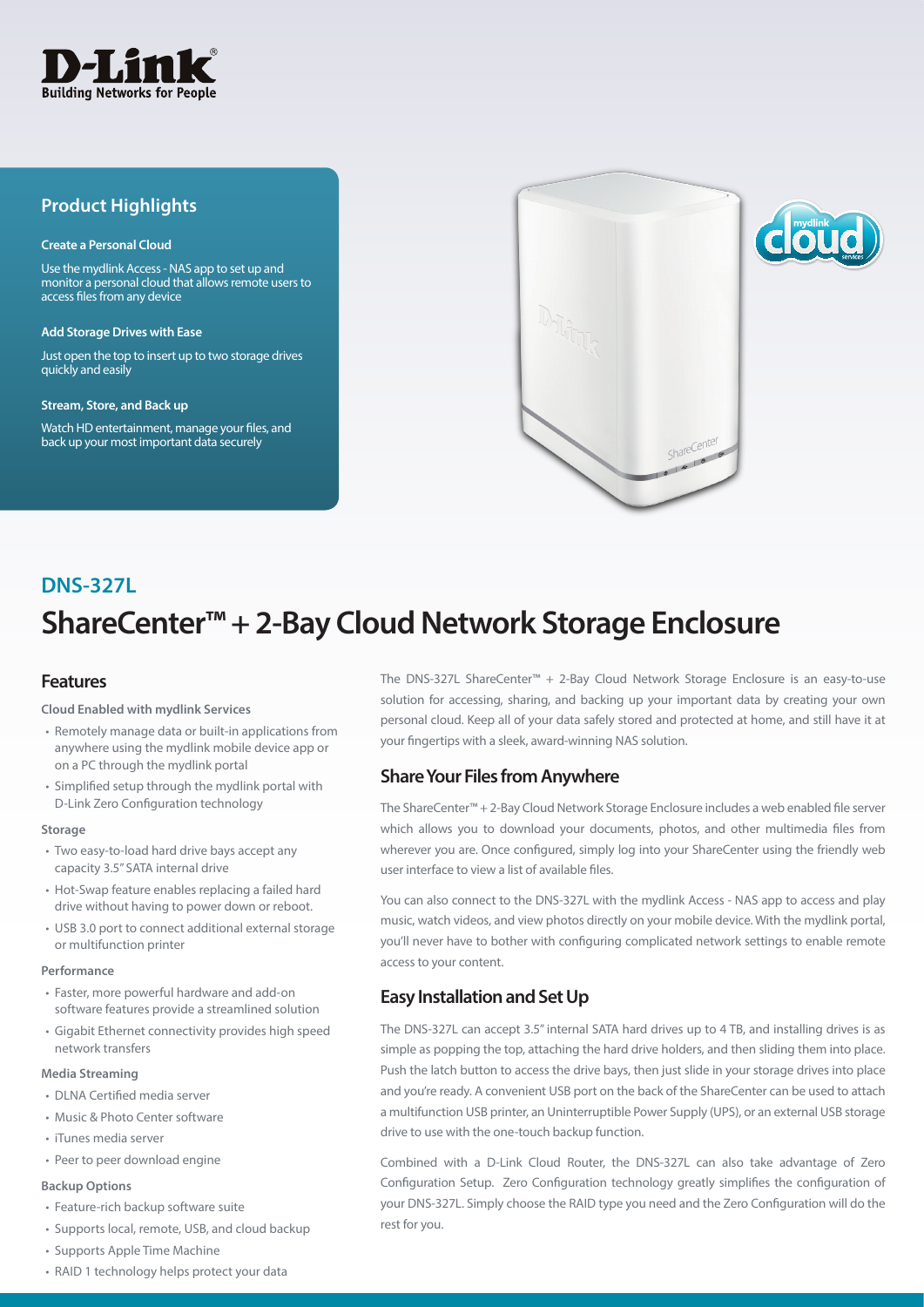## Product Highlights

**Create a Personal Cloud**

Use the mydlink Access - NAS app to set up and monitor a personal cloud that allows remote users to access files from any device

**Add Storage Drives with Ease**

Just open the top to insert up to two storage drives quickly and easily

**Stream, Store, and Back up**

Watch HD entertainment, manage your files, and back up your most important data securely

## DNS-327L

# ShareCenter™ + 2-Bay Cloud Network Storage Enclosure

## Features

**Cloud Enabled with mydlink Services**

- Remotely manage data or built-in applications from anywhere using the mydlink mobile device app or on a PC through the mydlink portal
- Simplified setup through the mydlink portal with D-Link Zero Configuration technology

**Storage**

- Two easy-to-load hard drive bays accept any capacity 3.5" SATA internal drive
- Hot-Swap feature enables replacing a failed hard drive without having to power down or reboot.
- USB 3.0 port to connect additional external storage or multifunction printer

**Performance**

- Faster, more powerful hardware and add-on software features provide a streamlined solution
- Gigabit Ethernet connectivity provides high speed network transfers

**Media Streaming**

- DLNA Certified media server
- Music & Photo Center software
- iTunes media server
- Peer to peer download engine

**Backup Options**

- Feature-rich backup software suite
- Supports local, remote, USB, and cloud backup
- Supports Apple Time Machine
- RAID 1 technology helps protect your data

The DNS-327L ShareCenter™ + 2-Bay Cloud Network Storage Enclosure is an easy-to-use solution for accessing, sharing, and backing up your important data by creating your own personal cloud. Keep all of your data safely stored and protected at home, and still have it at your fingertips with a sleek, award-winning NAS solution.

## Share Your Files from Anywhere

The ShareCenter™ + 2-Bay Cloud Network Storage Enclosure includes a web enabled file server which allows you to download your documents, photos, and other multimedia files from wherever you are. Once configured, simply log into your ShareCenter using the friendly web user interface to view a list of available files.

You can also connect to the DNS-327L with the mydlink Access - NAS app to access and play music, watch videos, and view photos directly on your mobile device. With the mydlink portal, you'll never have to bother with configuring complicated network settings to enable remote access to your content.

## Easy Installation and Set Up

The DNS-327L can accept 3.5" internal SATA hard drives up to 4 TB, and installing drives is as simple as popping the top, attaching the hard drive holders, and then sliding them into place. Push the latch button to access the drive bays, then just slide in your storage drives into place and you're ready. A convenient USB port on the back of the ShareCenter can be used to attach a multifunction USB printer, an Uninterruptible Power Supply (UPS), or an external USB storage drive to use with the one-touch backup function.

Combined with a D-Link Cloud Router, the DNS-327L can also take advantage of Zero Configuration Setup. Zero Configuration technology greatly simplifies the configuration of your DNS-327L. Simply choose the RAID type you need and the Zero Configuration will do the rest for you.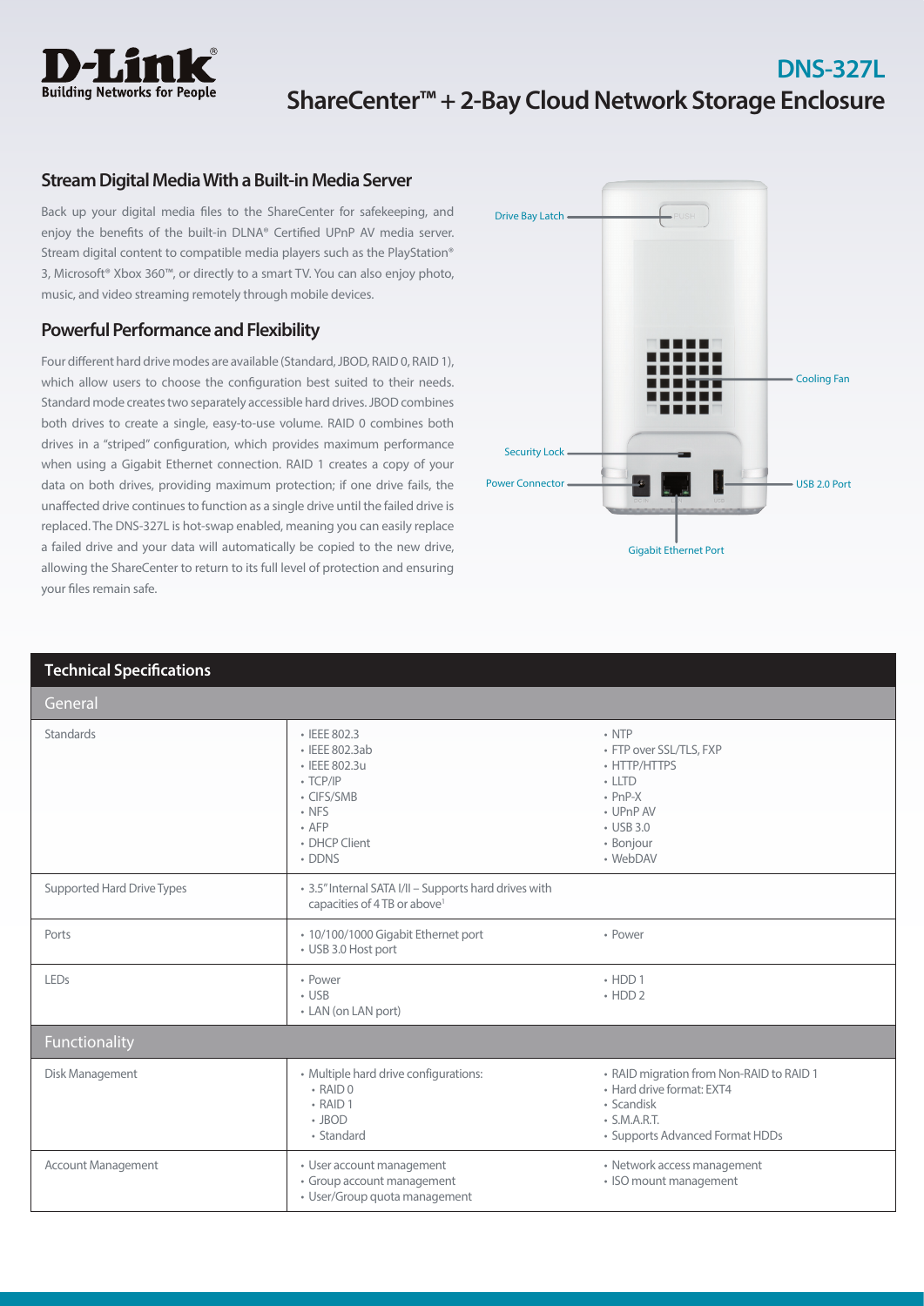# DNS-327L

## ShareCenter™ + 2-Bay Cloud Network Storage Enclosure

### Stream Digital Media With a Built-in Media Server

Back up your digital media files to the ShareCenter for safekeeping, and enjoy the benefits of the built-in DLNA® Certified UPnP AV media server. Stream digital content to compatible media players such as the PlayStation® 3, Microsoft® Xbox 360™, or directly to a smart TV. You can also enjoy photo, music, and video streaming remotely through mobile devices.

### Powerful Performance and Flexibility

Four different hard drive modes are available (Standard, JBOD, RAID 0, RAID 1), which allow users to choose the configuration best suited to their needs. Standard mode creates two separately accessible hard drives. JBOD combines both drives to create a single, easy-to-use volume. RAID 0 combines both drives in a "striped" configuration, which provides maximum performance when using a Gigabit Ethernet connection. RAID 1 creates a copy of your data on both drives, providing maximum protection; if one drive fails, the unaffected drive continues to function as a single drive until the failed drive is replaced. The DNS-327L is hot-swap enabled, meaning you can easily replace a failed drive and your data will automatically be copied to the new drive, allowing the ShareCenter to return to its full level of protection and ensuring your files remain safe.

Drive Bay Latch
Cooling Fan
Security Lock
Power Connector
USB 2.0 Port
Gigabit Ethernet Port

## Technical Specifications

| General | | |
|---|---|---|
| Standards | • IEEE 802.3<br>• IEEE 802.3ab<br>• IEEE 802.3u<br>• TCP/IP<br>• CIFS/SMB<br>• NFS<br>• AFP<br>• DHCP Client<br>• DDNS | • NTP<br>• FTP over SSL/TLS, FXP<br>• HTTP/HTTPS<br>• LLTD<br>• PnP-X<br>• UPnP AV<br>• USB 3.0<br>• Bonjour<br>• WebDAV |
| Supported Hard Drive Types | • 3.5" Internal SATA I/II – Supports hard drives with capacities of 4 TB or above[1] | |
| Ports | • 10/100/1000 Gigabit Ethernet port<br>• USB 3.0 Host port | • Power |
| LEDs | • Power<br>• USB<br>• LAN (on LAN port) | • HDD 1<br>• HDD 2 |
| **Functionality** | | |
| Disk Management | • Multiple hard drive configurations:<br>• RAID 0<br>• RAID 1<br>• JBOD<br>• Standard | • RAID migration from Non-RAID to RAID 1<br>• Hard drive format: EXT4<br>• Scandisk<br>• S.M.A.R.T.<br>• Supports Advanced Format HDDs |
| Account Management | • User account management<br>• Group account management<br>• User/Group quota management | • Network access management<br>• ISO mount management |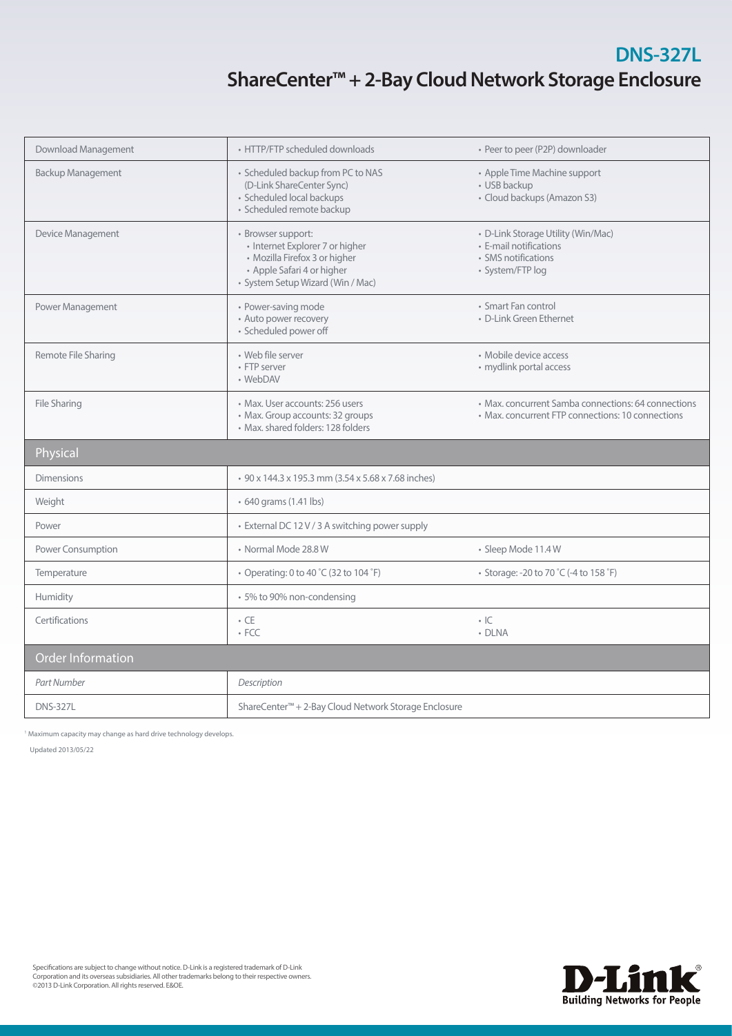# DNS-327L

## ShareCenter™ + 2-Bay Cloud Network Storage Enclosure

| | | |
|---|---|---|
| Download Management | • HTTP/FTP scheduled downloads | • Peer to peer (P2P) downloader |
| Backup Management | • Scheduled backup from PC to NAS (D-Link ShareCenter Sync)<br>• Scheduled local backups<br>• Scheduled remote backup | • Apple Time Machine support<br>• USB backup<br>• Cloud backups (Amazon S3) |
| Device Management | • Browser support:<br>• Internet Explorer 7 or higher<br>• Mozilla Firefox 3 or higher<br>• Apple Safari 4 or higher<br>• System Setup Wizard (Win / Mac) | • D-Link Storage Utility (Win/Mac)<br>• E-mail notifications<br>• SMS notifications<br>• System/FTP log |
| Power Management | • Power-saving mode<br>• Auto power recovery<br>• Scheduled power off | • Smart Fan control<br>• D-Link Green Ethernet |
| Remote File Sharing | • Web file server<br>• FTP server<br>• WebDAV | • Mobile device access<br>• mydlink portal access |
| File Sharing | • Max. User accounts: 256 users<br>• Max. Group accounts: 32 groups<br>• Max. shared folders: 128 folders | • Max. concurrent Samba connections: 64 connections<br>• Max. concurrent FTP connections: 10 connections |
| **Physical** | | |
| Dimensions | • 90 x 144.3 x 195.3 mm (3.54 x 5.68 x 7.68 inches) | |
| Weight | • 640 grams (1.41 lbs) | |
| Power | • External DC 12 V / 3 A switching power supply | |
| Power Consumption | • Normal Mode 28.8 W | • Sleep Mode 11.4 W |
| Temperature | • Operating: 0 to 40 ˚C (32 to 104 ˚F) | • Storage: -20 to 70 ˚C (-4 to 158 ˚F) |
| Humidity | • 5% to 90% non-condensing | |
| Certifications | • CE<br>• FCC | • IC<br>• DLNA |
| **Order Information** | | |
| *Part Number* | *Description* | |
| DNS-327L | ShareCenter™ + 2-Bay Cloud Network Storage Enclosure | |

[1] Maximum capacity may change as hard drive technology develops.

Updated 2013/05/22

Specifications are subject to change without notice. D-Link is a registered trademark of D-Link Corporation and its overseas subsidiaries. All other trademarks belong to their respective owners. ©2013 D-Link Corporation. All rights reserved. E&OE.

D-Link® Building Networks for People